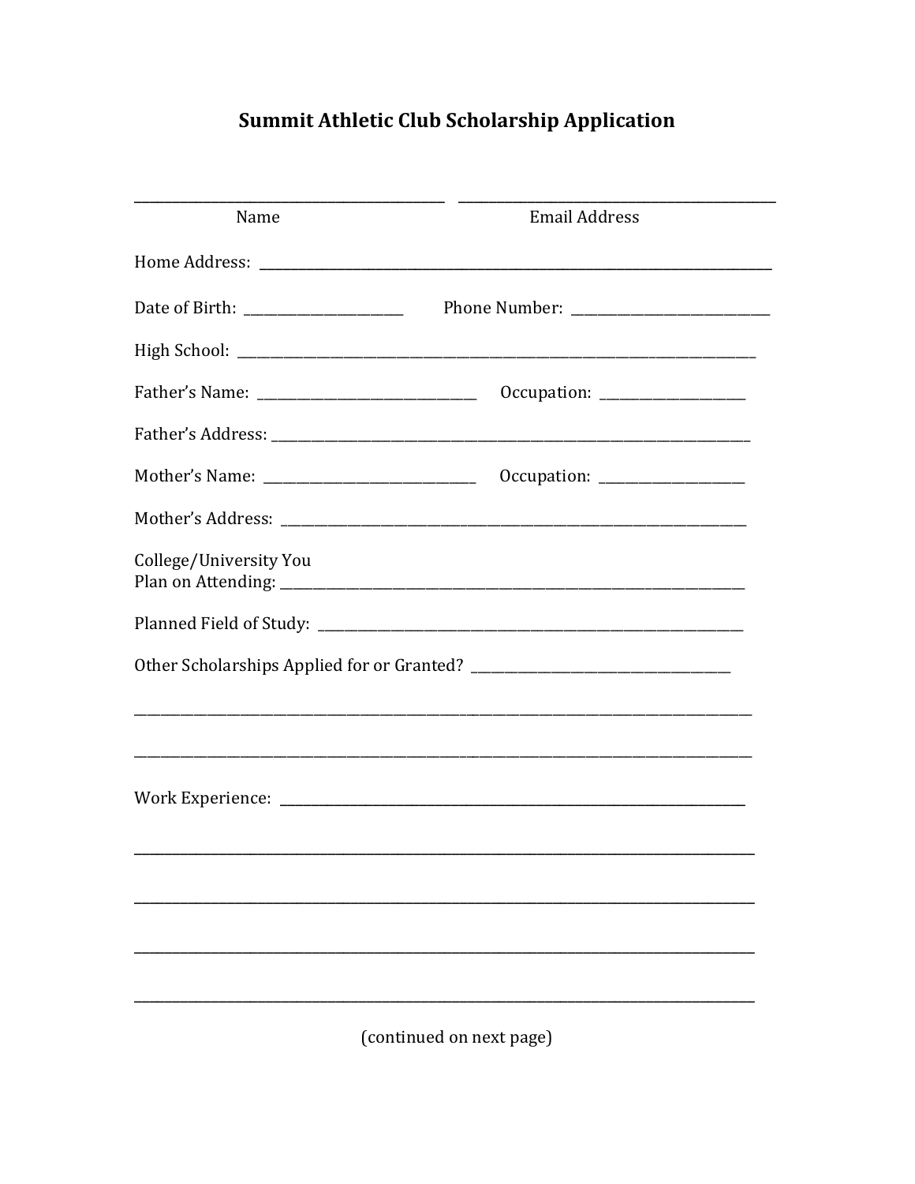# Summit Athletic Club Scholarship Application

| ______________________________ | ______________________________ |
|---|---|
| Name | Email Address |

Home Address: ____________________________________________

Date of Birth: ________________ Phone Number: ____________________

High School: ____________________________________________

Father's Name: ______________________ Occupation: _______________

Father's Address: ____________________________________________

Mother's Name: ______________________ Occupation: _______________

Mother's Address: ____________________________________________

College/University You
Plan on Attending: ____________________________________________

Planned Field of Study: ____________________________________________

Other Scholarships Applied for or Granted? ___________________________

______________________________________________________________

______________________________________________________________

Work Experience: ____________________________________________

______________________________________________________________

______________________________________________________________

______________________________________________________________

______________________________________________________________

(continued on next page)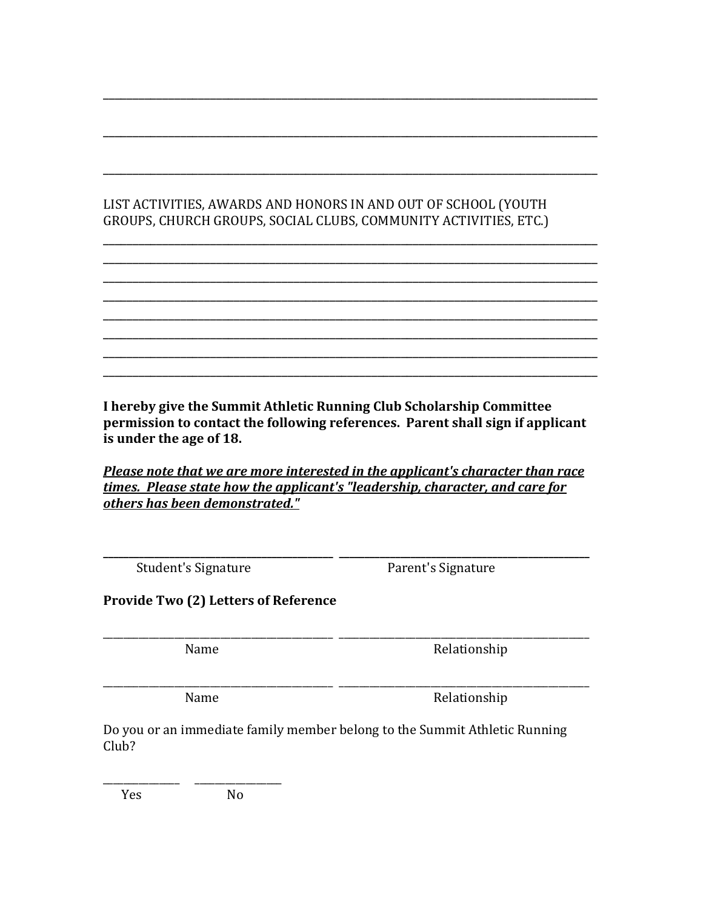\_\_\_\_\_\_\_\_\_\_\_\_\_\_\_\_\_\_\_\_\_\_\_\_\_\_\_\_\_\_\_\_\_\_\_\_\_\_\_\_\_\_\_\_\_\_\_\_\_\_\_\_\_\_\_\_\_\_\_\_

\_\_\_\_\_\_\_\_\_\_\_\_\_\_\_\_\_\_\_\_\_\_\_\_\_\_\_\_\_\_\_\_\_\_\_\_\_\_\_\_\_\_\_\_\_\_\_\_\_\_\_\_\_\_\_\_\_\_\_\_

\_\_\_\_\_\_\_\_\_\_\_\_\_\_\_\_\_\_\_\_\_\_\_\_\_\_\_\_\_\_\_\_\_\_\_\_\_\_\_\_\_\_\_\_\_\_\_\_\_\_\_\_\_\_\_\_\_\_\_\_

LIST ACTIVITIES, AWARDS AND HONORS IN AND OUT OF SCHOOL (YOUTH GROUPS, CHURCH GROUPS, SOCIAL CLUBS, COMMUNITY ACTIVITIES, ETC.)

\_\_\_\_\_\_\_\_\_\_\_\_\_\_\_\_\_\_\_\_\_\_\_\_\_\_\_\_\_\_\_\_\_\_\_\_\_\_\_\_\_\_\_\_\_\_\_\_\_\_\_\_\_\_\_\_\_\_\_\_

\_\_\_\_\_\_\_\_\_\_\_\_\_\_\_\_\_\_\_\_\_\_\_\_\_\_\_\_\_\_\_\_\_\_\_\_\_\_\_\_\_\_\_\_\_\_\_\_\_\_\_\_\_\_\_\_\_\_\_\_

\_\_\_\_\_\_\_\_\_\_\_\_\_\_\_\_\_\_\_\_\_\_\_\_\_\_\_\_\_\_\_\_\_\_\_\_\_\_\_\_\_\_\_\_\_\_\_\_\_\_\_\_\_\_\_\_\_\_\_\_

\_\_\_\_\_\_\_\_\_\_\_\_\_\_\_\_\_\_\_\_\_\_\_\_\_\_\_\_\_\_\_\_\_\_\_\_\_\_\_\_\_\_\_\_\_\_\_\_\_\_\_\_\_\_\_\_\_\_\_\_

\_\_\_\_\_\_\_\_\_\_\_\_\_\_\_\_\_\_\_\_\_\_\_\_\_\_\_\_\_\_\_\_\_\_\_\_\_\_\_\_\_\_\_\_\_\_\_\_\_\_\_\_\_\_\_\_\_\_\_\_

\_\_\_\_\_\_\_\_\_\_\_\_\_\_\_\_\_\_\_\_\_\_\_\_\_\_\_\_\_\_\_\_\_\_\_\_\_\_\_\_\_\_\_\_\_\_\_\_\_\_\_\_\_\_\_\_\_\_\_\_

\_\_\_\_\_\_\_\_\_\_\_\_\_\_\_\_\_\_\_\_\_\_\_\_\_\_\_\_\_\_\_\_\_\_\_\_\_\_\_\_\_\_\_\_\_\_\_\_\_\_\_\_\_\_\_\_\_\_\_\_

\_\_\_\_\_\_\_\_\_\_\_\_\_\_\_\_\_\_\_\_\_\_\_\_\_\_\_\_\_\_\_\_\_\_\_\_\_\_\_\_\_\_\_\_\_\_\_\_\_\_\_\_\_\_\_\_\_\_\_\_

**I hereby give the Summit Athletic Running Club Scholarship Committee permission to contact the following references. Parent shall sign if applicant is under the age of 18.**

***<u>Please note that we are more interested in the applicant's character than race times. Please state how the applicant's "leadership, character, and care for others has been demonstrated."</u>***

\_\_\_\_\_\_\_\_\_\_\_\_\_\_\_\_\_\_\_\_\_\_\_\_\_\_\_\_ \_\_\_\_\_\_\_\_\_\_\_\_\_\_\_\_\_\_\_\_\_\_\_\_\_\_\_\_

Student's Signature Parent's Signature

**Provide Two (2) Letters of Reference**

\_\_\_\_\_\_\_\_\_\_\_\_\_\_\_\_\_\_\_\_\_\_\_\_\_\_\_\_ \_\_\_\_\_\_\_\_\_\_\_\_\_\_\_\_\_\_\_\_\_\_\_\_\_\_\_\_

Name Relationship

\_\_\_\_\_\_\_\_\_\_\_\_\_\_\_\_\_\_\_\_\_\_\_\_\_\_\_\_ \_\_\_\_\_\_\_\_\_\_\_\_\_\_\_\_\_\_\_\_\_\_\_\_\_\_\_\_

Name Relationship

Do you or an immediate family member belong to the Summit Athletic Running Club?

\_\_\_\_\_\_\_\_\_\_ \_\_\_\_\_\_\_\_\_\_

Yes No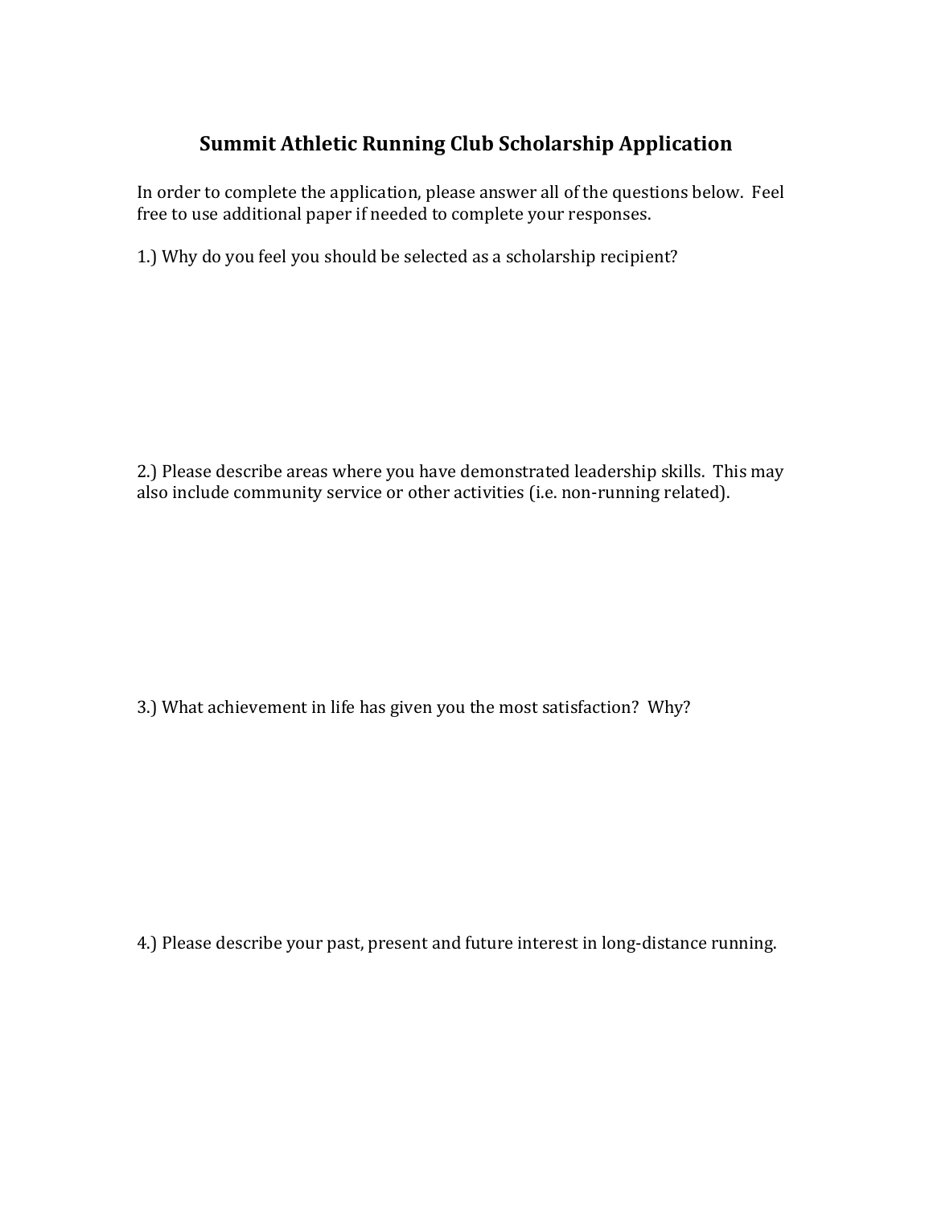# Summit Athletic Running Club Scholarship Application

In order to complete the application, please answer all of the questions below. Feel free to use additional paper if needed to complete your responses.

1.) Why do you feel you should be selected as a scholarship recipient?

2.) Please describe areas where you have demonstrated leadership skills. This may also include community service or other activities (i.e. non-running related).

3.) What achievement in life has given you the most satisfaction? Why?

4.) Please describe your past, present and future interest in long-distance running.